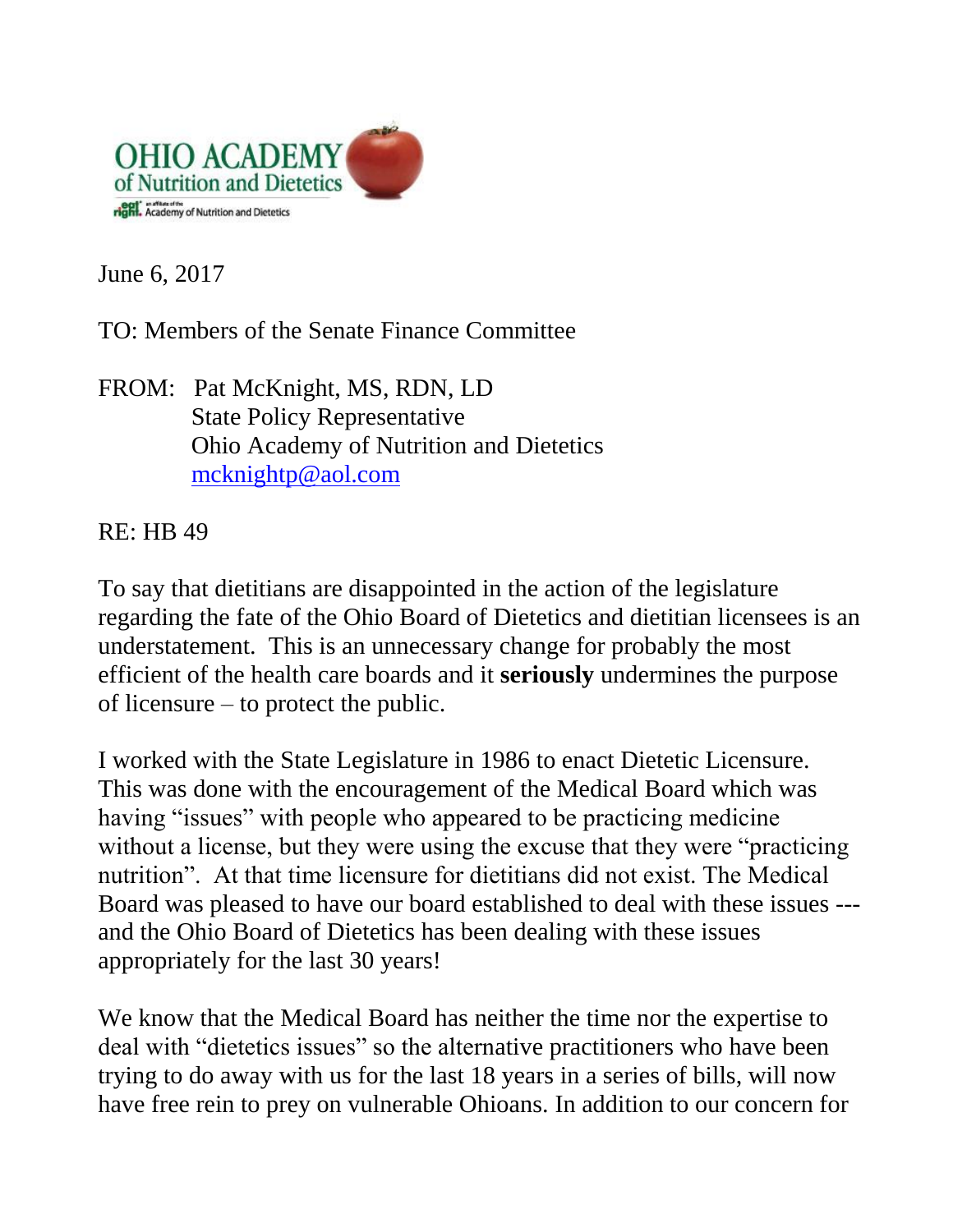OHIO ACADEMY of Nutrition and Dietetics

an affiliate of the Academy of Nutrition and Dietetics

June 6, 2017

TO: Members of the Senate Finance Committee

FROM: Pat McKnight, MS, RDN, LD
State Policy Representative
Ohio Academy of Nutrition and Dietetics
mcknightp@aol.com

RE: HB 49

To say that dietitians are disappointed in the action of the legislature regarding the fate of the Ohio Board of Dietetics and dietitian licensees is an understatement. This is an unnecessary change for probably the most efficient of the health care boards and it **seriously** undermines the purpose of licensure – to protect the public.

I worked with the State Legislature in 1986 to enact Dietetic Licensure. This was done with the encouragement of the Medical Board which was having "issues" with people who appeared to be practicing medicine without a license, but they were using the excuse that they were "practicing nutrition". At that time licensure for dietitians did not exist. The Medical Board was pleased to have our board established to deal with these issues --- and the Ohio Board of Dietetics has been dealing with these issues appropriately for the last 30 years!

We know that the Medical Board has neither the time nor the expertise to deal with "dietetics issues" so the alternative practitioners who have been trying to do away with us for the last 18 years in a series of bills, will now have free rein to prey on vulnerable Ohioans. In addition to our concern for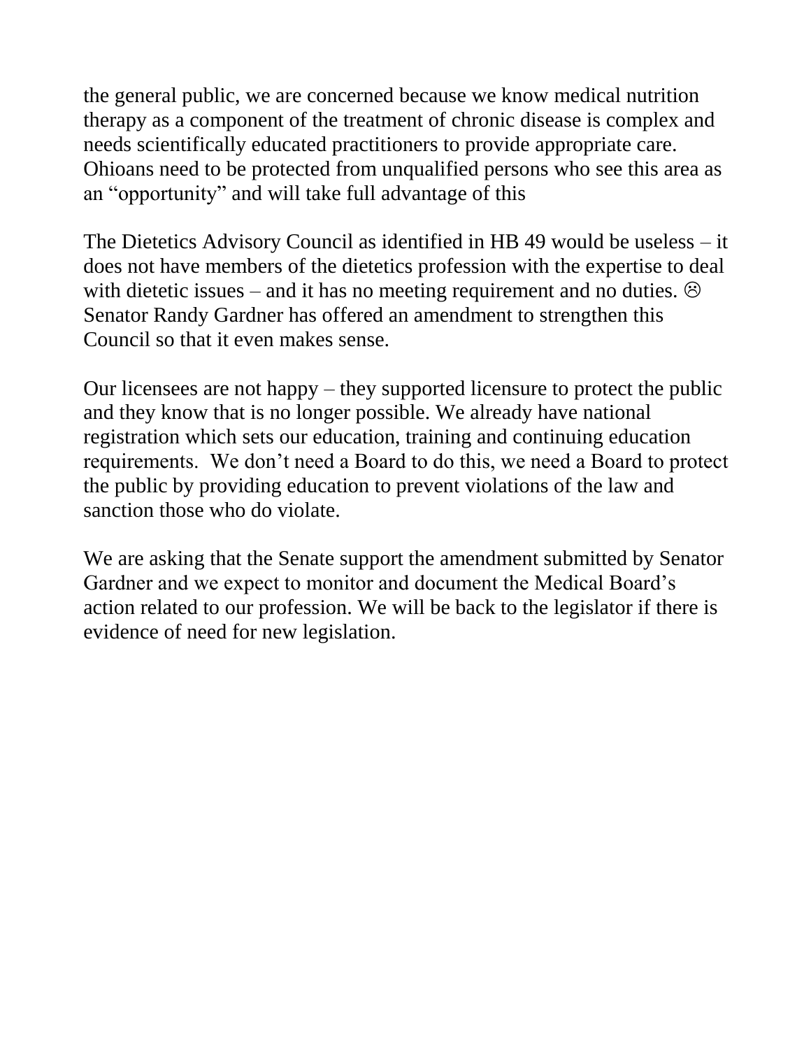the general public, we are concerned because we know medical nutrition therapy as a component of the treatment of chronic disease is complex and needs scientifically educated practitioners to provide appropriate care. Ohioans need to be protected from unqualified persons who see this area as an "opportunity" and will take full advantage of this

The Dietetics Advisory Council as identified in HB 49 would be useless – it does not have members of the dietetics profession with the expertise to deal with dietetic issues – and it has no meeting requirement and no duties. ☹ Senator Randy Gardner has offered an amendment to strengthen this Council so that it even makes sense.

Our licensees are not happy – they supported licensure to protect the public and they know that is no longer possible. We already have national registration which sets our education, training and continuing education requirements. We don't need a Board to do this, we need a Board to protect the public by providing education to prevent violations of the law and sanction those who do violate.

We are asking that the Senate support the amendment submitted by Senator Gardner and we expect to monitor and document the Medical Board's action related to our profession. We will be back to the legislator if there is evidence of need for new legislation.